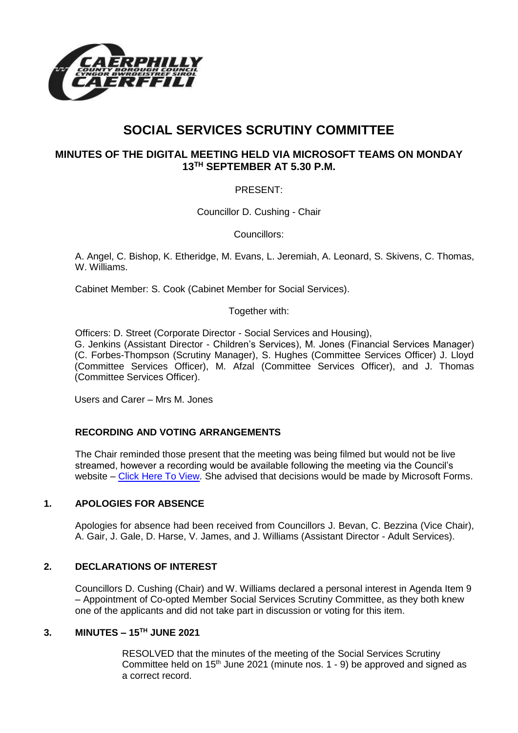# SOCIAL SERVICES SCRUTINY COMMITTEE

## MINUTES OF THE DIGITAL MEETING HELD VIA MICROSOFT TEAMS ON MONDAY 13TH SEPTEMBER AT 5.30 P.M.

PRESENT:

Councillor D. Cushing - Chair

Councillors:

A. Angel, C. Bishop, K. Etheridge, M. Evans, L. Jeremiah, A. Leonard, S. Skivens, C. Thomas, W. Williams.

Cabinet Member: S. Cook (Cabinet Member for Social Services).

Together with:

Officers: D. Street (Corporate Director - Social Services and Housing), G. Jenkins (Assistant Director - Children's Services), M. Jones (Financial Services Manager) (C. Forbes-Thompson (Scrutiny Manager), S. Hughes (Committee Services Officer) J. Lloyd (Committee Services Officer), M. Afzal (Committee Services Officer), and J. Thomas (Committee Services Officer).

Users and Carer – Mrs M. Jones

### RECORDING AND VOTING ARRANGEMENTS

The Chair reminded those present that the meeting was being filmed but would not be live streamed, however a recording would be available following the meeting via the Council's website – Click Here To View. She advised that decisions would be made by Microsoft Forms.

### 1. APOLOGIES FOR ABSENCE

Apologies for absence had been received from Councillors J. Bevan, C. Bezzina (Vice Chair), A. Gair, J. Gale, D. Harse, V. James, and J. Williams (Assistant Director - Adult Services).

### 2. DECLARATIONS OF INTEREST

Councillors D. Cushing (Chair) and W. Williams declared a personal interest in Agenda Item 9 – Appointment of Co-opted Member Social Services Scrutiny Committee, as they both knew one of the applicants and did not take part in discussion or voting for this item.

### 3. MINUTES – 15TH JUNE 2021

RESOLVED that the minutes of the meeting of the Social Services Scrutiny Committee held on 15th June 2021 (minute nos. 1 - 9) be approved and signed as a correct record.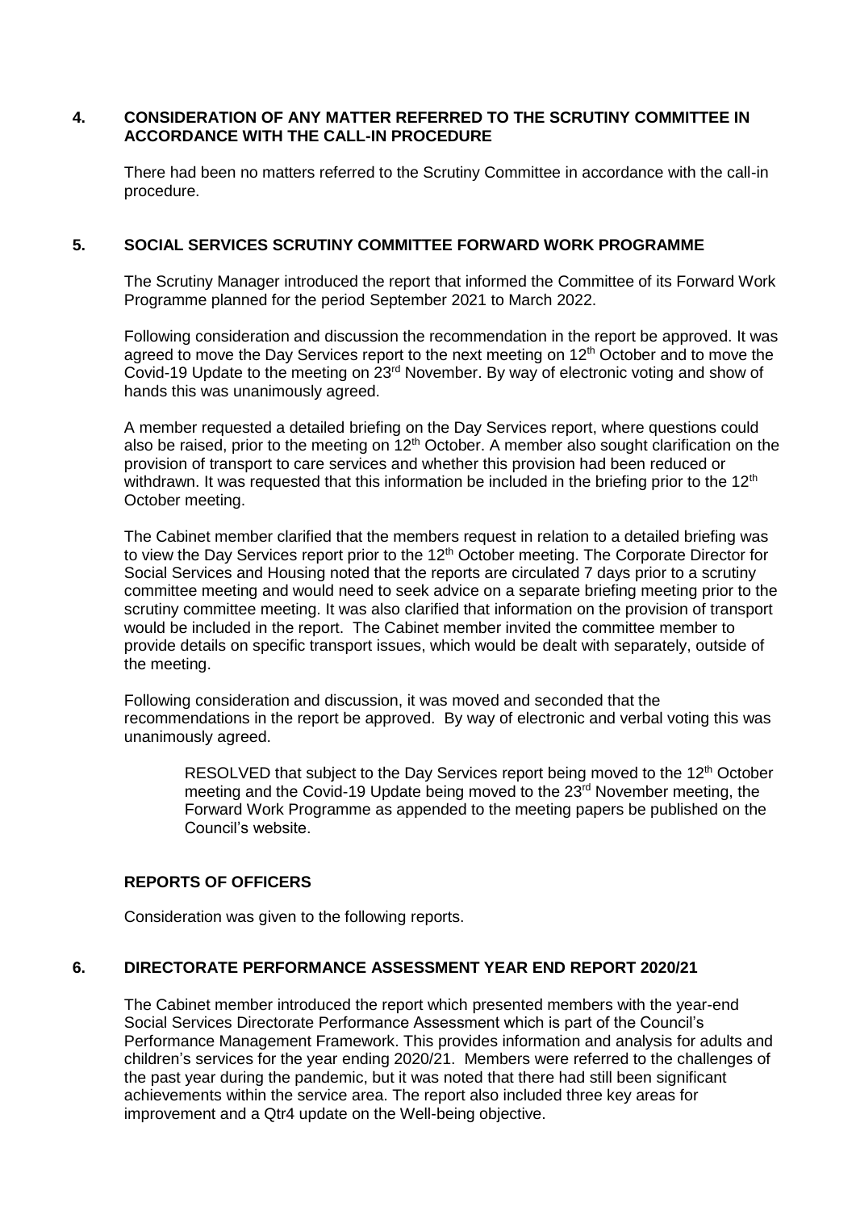## 4. CONSIDERATION OF ANY MATTER REFERRED TO THE SCRUTINY COMMITTEE IN ACCORDANCE WITH THE CALL-IN PROCEDURE

There had been no matters referred to the Scrutiny Committee in accordance with the call-in procedure.

## 5. SOCIAL SERVICES SCRUTINY COMMITTEE FORWARD WORK PROGRAMME

The Scrutiny Manager introduced the report that informed the Committee of its Forward Work Programme planned for the period September 2021 to March 2022.

Following consideration and discussion the recommendation in the report be approved. It was agreed to move the Day Services report to the next meeting on 12th October and to move the Covid-19 Update to the meeting on 23rd November. By way of electronic voting and show of hands this was unanimously agreed.

A member requested a detailed briefing on the Day Services report, where questions could also be raised, prior to the meeting on 12th October. A member also sought clarification on the provision of transport to care services and whether this provision had been reduced or withdrawn. It was requested that this information be included in the briefing prior to the 12th October meeting.

The Cabinet member clarified that the members request in relation to a detailed briefing was to view the Day Services report prior to the 12th October meeting. The Corporate Director for Social Services and Housing noted that the reports are circulated 7 days prior to a scrutiny committee meeting and would need to seek advice on a separate briefing meeting prior to the scrutiny committee meeting. It was also clarified that information on the provision of transport would be included in the report. The Cabinet member invited the committee member to provide details on specific transport issues, which would be dealt with separately, outside of the meeting.

Following consideration and discussion, it was moved and seconded that the recommendations in the report be approved. By way of electronic and verbal voting this was unanimously agreed.

> RESOLVED that subject to the Day Services report being moved to the 12th October meeting and the Covid-19 Update being moved to the 23rd November meeting, the Forward Work Programme as appended to the meeting papers be published on the Council's website.

## REPORTS OF OFFICERS

Consideration was given to the following reports.

## 6. DIRECTORATE PERFORMANCE ASSESSMENT YEAR END REPORT 2020/21

The Cabinet member introduced the report which presented members with the year-end Social Services Directorate Performance Assessment which is part of the Council's Performance Management Framework. This provides information and analysis for adults and children's services for the year ending 2020/21. Members were referred to the challenges of the past year during the pandemic, but it was noted that there had still been significant achievements within the service area. The report also included three key areas for improvement and a Qtr4 update on the Well-being objective.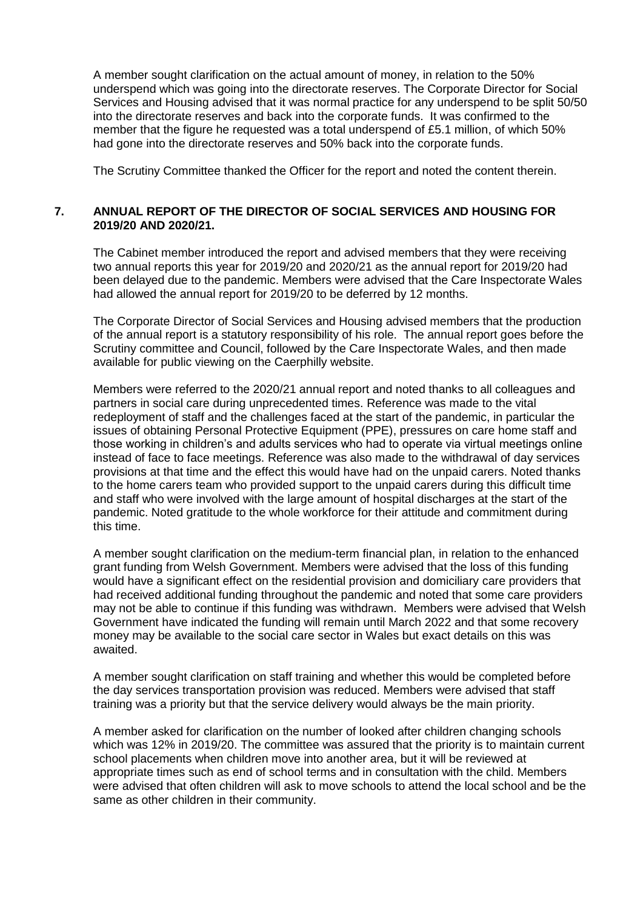A member sought clarification on the actual amount of money, in relation to the 50% underspend which was going into the directorate reserves. The Corporate Director for Social Services and Housing advised that it was normal practice for any underspend to be split 50/50 into the directorate reserves and back into the corporate funds. It was confirmed to the member that the figure he requested was a total underspend of £5.1 million, of which 50% had gone into the directorate reserves and 50% back into the corporate funds.

The Scrutiny Committee thanked the Officer for the report and noted the content therein.

## 7. ANNUAL REPORT OF THE DIRECTOR OF SOCIAL SERVICES AND HOUSING FOR 2019/20 AND 2020/21.

The Cabinet member introduced the report and advised members that they were receiving two annual reports this year for 2019/20 and 2020/21 as the annual report for 2019/20 had been delayed due to the pandemic. Members were advised that the Care Inspectorate Wales had allowed the annual report for 2019/20 to be deferred by 12 months.

The Corporate Director of Social Services and Housing advised members that the production of the annual report is a statutory responsibility of his role. The annual report goes before the Scrutiny committee and Council, followed by the Care Inspectorate Wales, and then made available for public viewing on the Caerphilly website.

Members were referred to the 2020/21 annual report and noted thanks to all colleagues and partners in social care during unprecedented times. Reference was made to the vital redeployment of staff and the challenges faced at the start of the pandemic, in particular the issues of obtaining Personal Protective Equipment (PPE), pressures on care home staff and those working in children's and adults services who had to operate via virtual meetings online instead of face to face meetings. Reference was also made to the withdrawal of day services provisions at that time and the effect this would have had on the unpaid carers. Noted thanks to the home carers team who provided support to the unpaid carers during this difficult time and staff who were involved with the large amount of hospital discharges at the start of the pandemic. Noted gratitude to the whole workforce for their attitude and commitment during this time.

A member sought clarification on the medium-term financial plan, in relation to the enhanced grant funding from Welsh Government. Members were advised that the loss of this funding would have a significant effect on the residential provision and domiciliary care providers that had received additional funding throughout the pandemic and noted that some care providers may not be able to continue if this funding was withdrawn. Members were advised that Welsh Government have indicated the funding will remain until March 2022 and that some recovery money may be available to the social care sector in Wales but exact details on this was awaited.

A member sought clarification on staff training and whether this would be completed before the day services transportation provision was reduced. Members were advised that staff training was a priority but that the service delivery would always be the main priority.

A member asked for clarification on the number of looked after children changing schools which was 12% in 2019/20. The committee was assured that the priority is to maintain current school placements when children move into another area, but it will be reviewed at appropriate times such as end of school terms and in consultation with the child. Members were advised that often children will ask to move schools to attend the local school and be the same as other children in their community.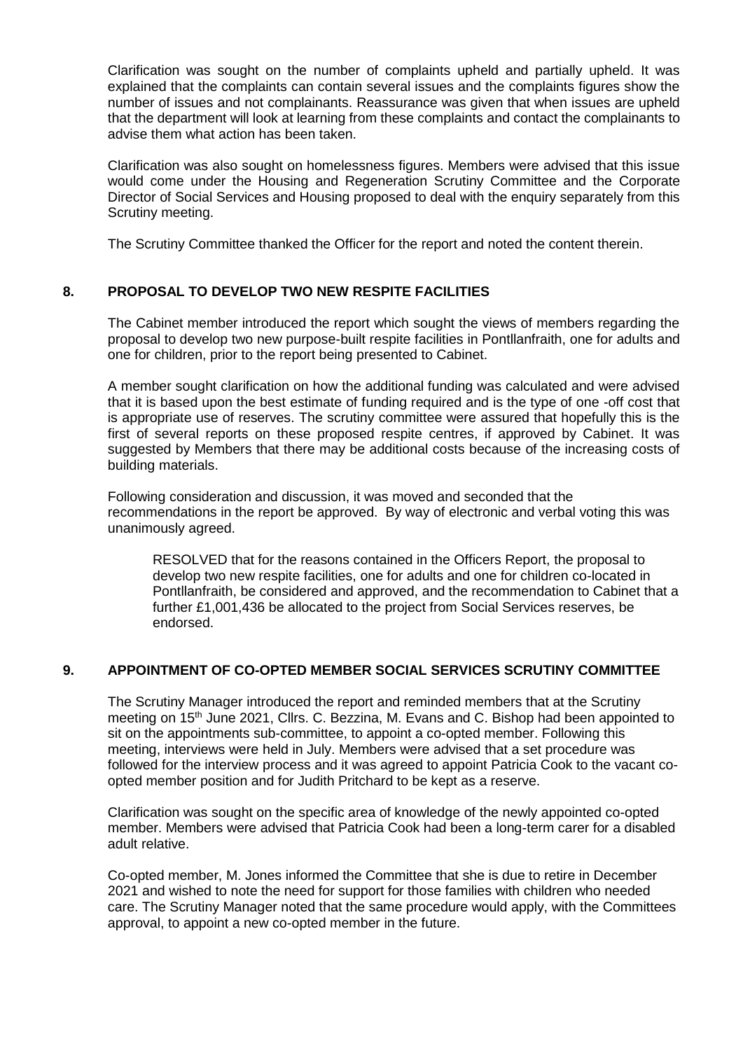Clarification was sought on the number of complaints upheld and partially upheld. It was explained that the complaints can contain several issues and the complaints figures show the number of issues and not complainants. Reassurance was given that when issues are upheld that the department will look at learning from these complaints and contact the complainants to advise them what action has been taken.

Clarification was also sought on homelessness figures. Members were advised that this issue would come under the Housing and Regeneration Scrutiny Committee and the Corporate Director of Social Services and Housing proposed to deal with the enquiry separately from this Scrutiny meeting.

The Scrutiny Committee thanked the Officer for the report and noted the content therein.

## 8. PROPOSAL TO DEVELOP TWO NEW RESPITE FACILITIES

The Cabinet member introduced the report which sought the views of members regarding the proposal to develop two new purpose-built respite facilities in Pontllanfraith, one for adults and one for children, prior to the report being presented to Cabinet.

A member sought clarification on how the additional funding was calculated and were advised that it is based upon the best estimate of funding required and is the type of one -off cost that is appropriate use of reserves. The scrutiny committee were assured that hopefully this is the first of several reports on these proposed respite centres, if approved by Cabinet. It was suggested by Members that there may be additional costs because of the increasing costs of building materials.

Following consideration and discussion, it was moved and seconded that the recommendations in the report be approved. By way of electronic and verbal voting this was unanimously agreed.

> RESOLVED that for the reasons contained in the Officers Report, the proposal to develop two new respite facilities, one for adults and one for children co-located in Pontllanfraith, be considered and approved, and the recommendation to Cabinet that a further £1,001,436 be allocated to the project from Social Services reserves, be endorsed.

## 9. APPOINTMENT OF CO-OPTED MEMBER SOCIAL SERVICES SCRUTINY COMMITTEE

The Scrutiny Manager introduced the report and reminded members that at the Scrutiny meeting on 15th June 2021, Cllrs. C. Bezzina, M. Evans and C. Bishop had been appointed to sit on the appointments sub-committee, to appoint a co-opted member. Following this meeting, interviews were held in July. Members were advised that a set procedure was followed for the interview process and it was agreed to appoint Patricia Cook to the vacant co-opted member position and for Judith Pritchard to be kept as a reserve.

Clarification was sought on the specific area of knowledge of the newly appointed co-opted member. Members were advised that Patricia Cook had been a long-term carer for a disabled adult relative.

Co-opted member, M. Jones informed the Committee that she is due to retire in December 2021 and wished to note the need for support for those families with children who needed care. The Scrutiny Manager noted that the same procedure would apply, with the Committees approval, to appoint a new co-opted member in the future.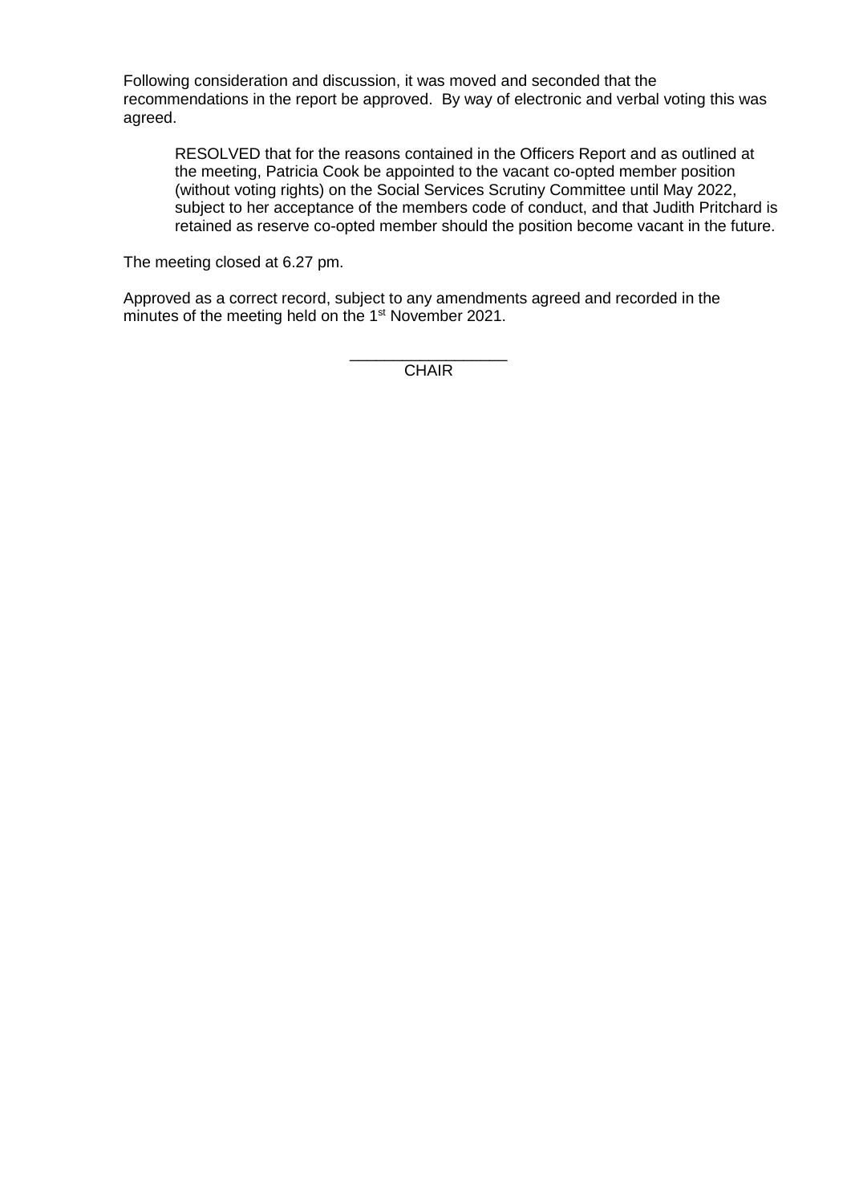Following consideration and discussion, it was moved and seconded that the recommendations in the report be approved. By way of electronic and verbal voting this was agreed.

> RESOLVED that for the reasons contained in the Officers Report and as outlined at the meeting, Patricia Cook be appointed to the vacant co-opted member position (without voting rights) on the Social Services Scrutiny Committee until May 2022, subject to her acceptance of the members code of conduct, and that Judith Pritchard is retained as reserve co-opted member should the position become vacant in the future.

The meeting closed at 6.27 pm.

Approved as a correct record, subject to any amendments agreed and recorded in the minutes of the meeting held on the 1st November 2021.

\_\_\_\_\_\_\_\_\_\_\_\_\_\_\_\_\_\_\_\_

CHAIR